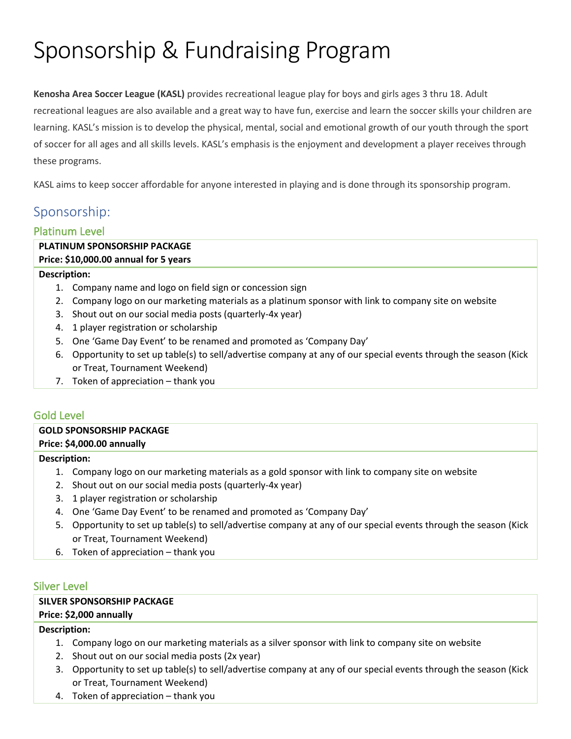# Sponsorship & Fundraising Program

**Kenosha Area Soccer League (KASL)** provides recreational league play for boys and girls ages 3 thru 18. Adult recreational leagues are also available and a great way to have fun, exercise and learn the soccer skills your children are learning. KASL's mission is to develop the physical, mental, social and emotional growth of our youth through the sport of soccer for all ages and all skills levels. KASL's emphasis is the enjoyment and development a player receives through these programs.

KASL aims to keep soccer affordable for anyone interested in playing and is done through its sponsorship program.

## Sponsorship:

### Platinum Level

**PLATINUM SPONSORSHIP PACKAGE**
**Price: $10,000.00 annual for 5 years**

**Description:**

1. Company name and logo on field sign or concession sign
2. Company logo on our marketing materials as a platinum sponsor with link to company site on website
3. Shout out on our social media posts (quarterly-4x year)
4. 1 player registration or scholarship
5. One 'Game Day Event' to be renamed and promoted as 'Company Day'
6. Opportunity to set up table(s) to sell/advertise company at any of our special events through the season (Kick or Treat, Tournament Weekend)
7. Token of appreciation – thank you

### Gold Level

**GOLD SPONSORSHIP PACKAGE**
**Price: $4,000.00 annually**

**Description:**

1. Company logo on our marketing materials as a gold sponsor with link to company site on website
2. Shout out on our social media posts (quarterly-4x year)
3. 1 player registration or scholarship
4. One 'Game Day Event' to be renamed and promoted as 'Company Day'
5. Opportunity to set up table(s) to sell/advertise company at any of our special events through the season (Kick or Treat, Tournament Weekend)
6. Token of appreciation – thank you

### Silver Level

**SILVER SPONSORSHIP PACKAGE**
**Price: $2,000 annually**

**Description:**

1. Company logo on our marketing materials as a silver sponsor with link to company site on website
2. Shout out on our social media posts (2x year)
3. Opportunity to set up table(s) to sell/advertise company at any of our special events through the season (Kick or Treat, Tournament Weekend)
4. Token of appreciation – thank you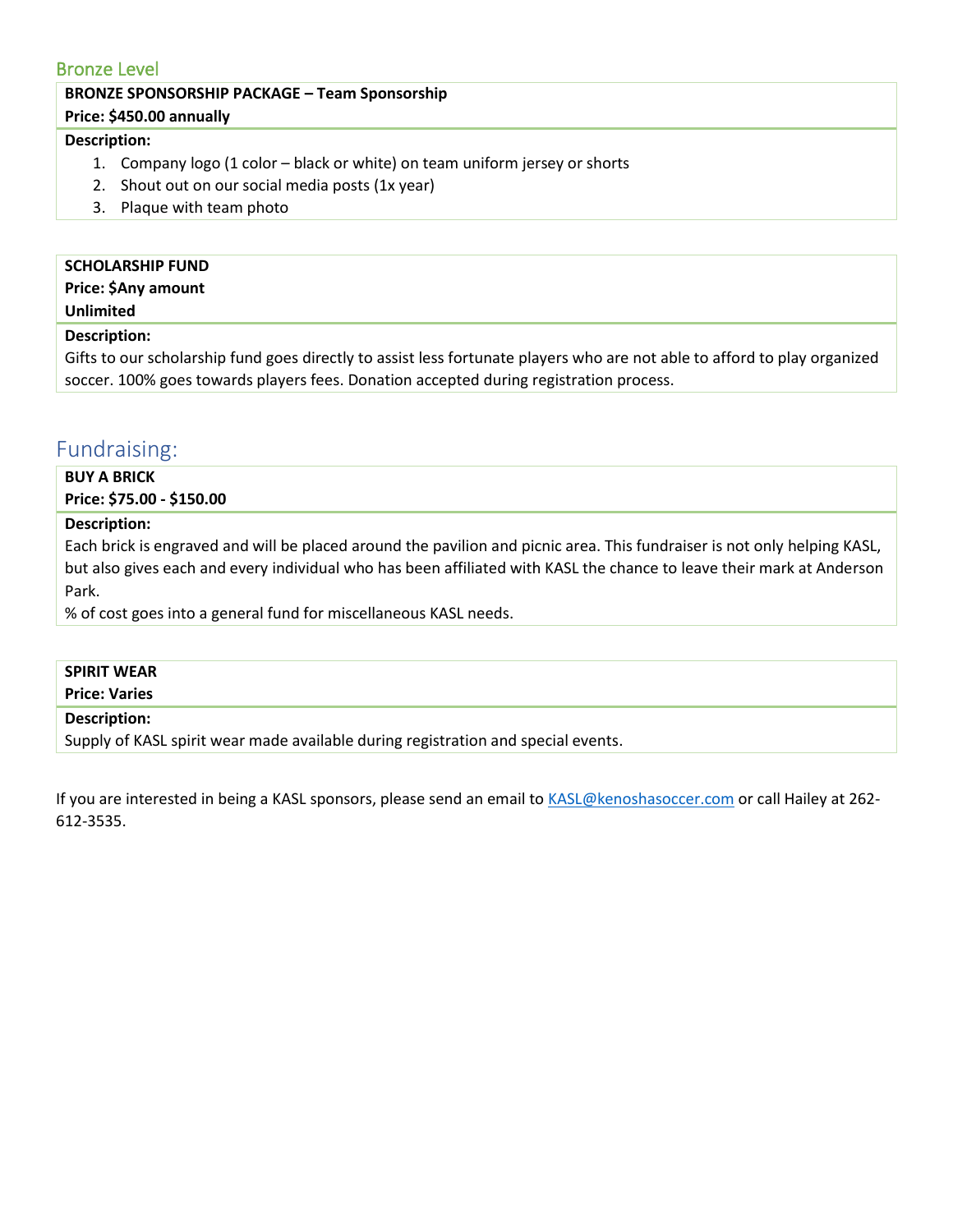## Bronze Level

**BRONZE SPONSORSHIP PACKAGE – Team Sponsorship**
**Price: $450.00 annually**

**Description:**

1. Company logo (1 color – black or white) on team uniform jersey or shorts
2. Shout out on our social media posts (1x year)
3. Plaque with team photo

**SCHOLARSHIP FUND**
**Price: $Any amount**
**Unlimited**

**Description:**

Gifts to our scholarship fund goes directly to assist less fortunate players who are not able to afford to play organized soccer. 100% goes towards players fees. Donation accepted during registration process.

## Fundraising:

**BUY A BRICK**
**Price: $75.00 - $150.00**

**Description:**

Each brick is engraved and will be placed around the pavilion and picnic area. This fundraiser is not only helping KASL, but also gives each and every individual who has been affiliated with KASL the chance to leave their mark at Anderson Park.

% of cost goes into a general fund for miscellaneous KASL needs.

**SPIRIT WEAR**
**Price: Varies**

**Description:**

Supply of KASL spirit wear made available during registration and special events.

If you are interested in being a KASL sponsors, please send an email to KASL@kenoshasoccer.com or call Hailey at 262-612-3535.